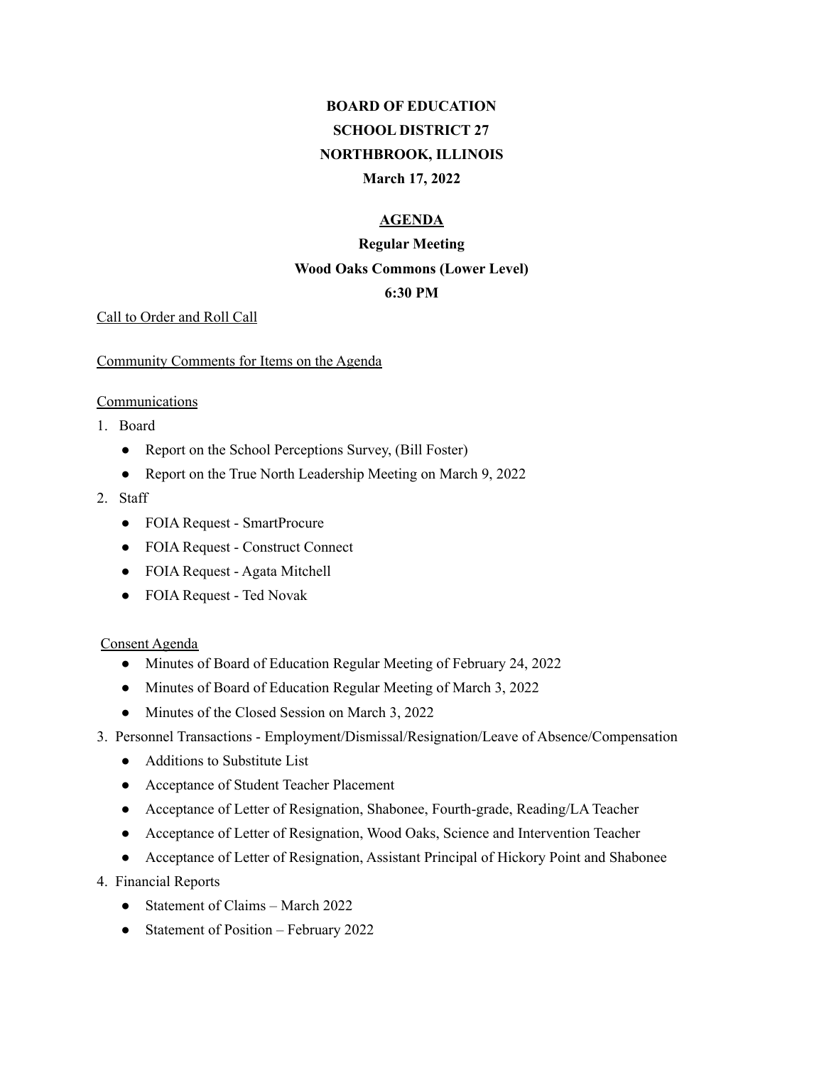**BOARD OF EDUCATION**

**SCHOOL DISTRICT 27**

**NORTHBROOK, ILLINOIS**

**March 17, 2022**

**AGENDA**

**Regular Meeting**

**Wood Oaks Commons (Lower Level)**

**6:30 PM**

Call to Order and Roll Call

Community Comments for Items on the Agenda

Communications

1. Board
   - Report on the School Perceptions Survey, (Bill Foster)
   - Report on the True North Leadership Meeting on March 9, 2022
2. Staff
   - FOIA Request - SmartProcure
   - FOIA Request - Construct Connect
   - FOIA Request - Agata Mitchell
   - FOIA Request - Ted Novak

Consent Agenda

- Minutes of Board of Education Regular Meeting of February 24, 2022
- Minutes of Board of Education Regular Meeting of March 3, 2022
- Minutes of the Closed Session on March 3, 2022

3. Personnel Transactions - Employment/Dismissal/Resignation/Leave of Absence/Compensation
   - Additions to Substitute List
   - Acceptance of Student Teacher Placement
   - Acceptance of Letter of Resignation, Shabonee, Fourth-grade, Reading/LA Teacher
   - Acceptance of Letter of Resignation, Wood Oaks, Science and Intervention Teacher
   - Acceptance of Letter of Resignation, Assistant Principal of Hickory Point and Shabonee
4. Financial Reports
   - Statement of Claims – March 2022
   - Statement of Position – February 2022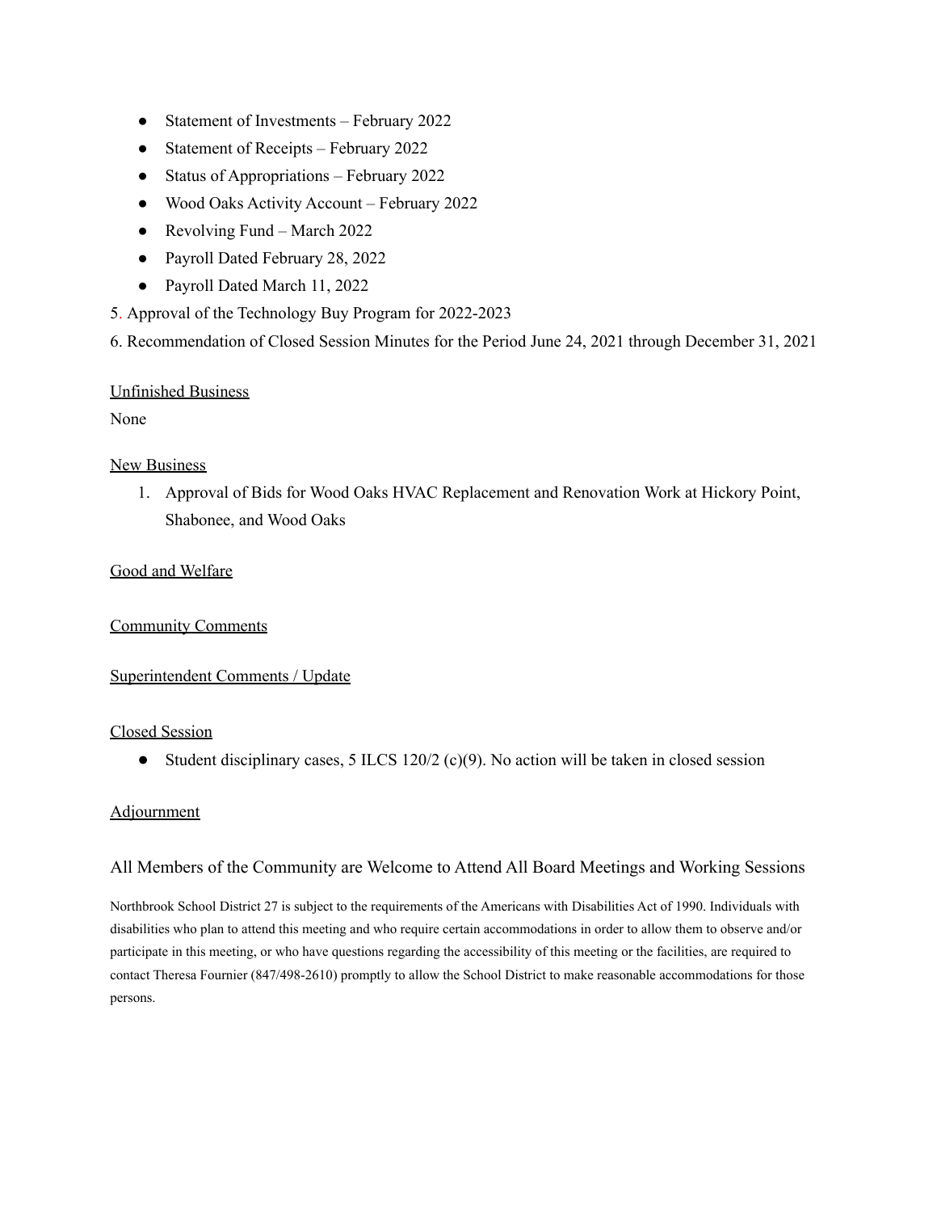- Statement of Investments – February 2022
- Statement of Receipts – February 2022
- Status of Appropriations – February 2022
- Wood Oaks Activity Account – February 2022
- Revolving Fund – March 2022
- Payroll Dated February 28, 2022
- Payroll Dated March 11, 2022

5. Approval of the Technology Buy Program for 2022-2023
6. Recommendation of Closed Session Minutes for the Period June 24, 2021 through December 31, 2021

<u>Unfinished Business</u>

None

<u>New Business</u>

1. Approval of Bids for Wood Oaks HVAC Replacement and Renovation Work at Hickory Point, Shabonee, and Wood Oaks

<u>Good and Welfare</u>

<u>Community Comments</u>

<u>Superintendent Comments / Update</u>

<u>Closed Session</u>

- Student disciplinary cases, 5 ILCS 120/2 (c)(9). No action will be taken in closed session

<u>Adjournment</u>

All Members of the Community are Welcome to Attend All Board Meetings and Working Sessions

Northbrook School District 27 is subject to the requirements of the Americans with Disabilities Act of 1990. Individuals with disabilities who plan to attend this meeting and who require certain accommodations in order to allow them to observe and/or participate in this meeting, or who have questions regarding the accessibility of this meeting or the facilities, are required to contact Theresa Fournier (847/498-2610) promptly to allow the School District to make reasonable accommodations for those persons.